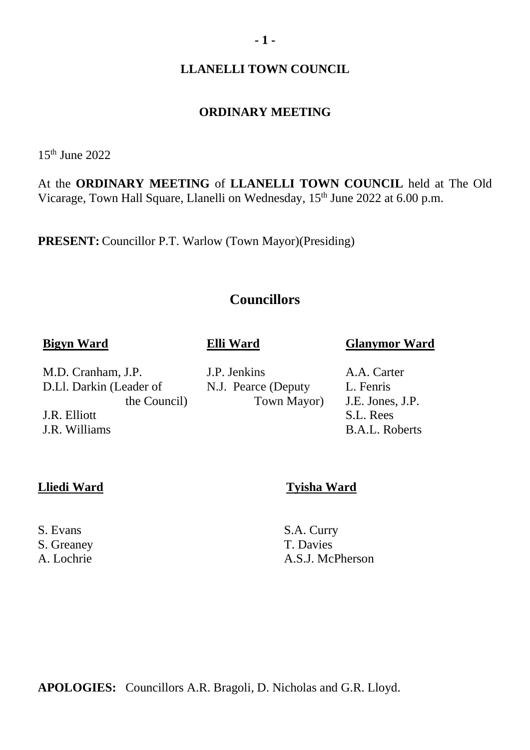# LLANELLI TOWN COUNCIL

## ORDINARY MEETING

15th June 2022

At the **ORDINARY MEETING** of **LLANELLI TOWN COUNCIL** held at The Old Vicarage, Town Hall Square, Llanelli on Wednesday, 15th June 2022 at 6.00 p.m.

**PRESENT:** Councillor P.T. Warlow (Town Mayor)(Presiding)

## Councillors

**Bigyn Ward**

M.D. Cranham, J.P.
D.Ll. Darkin (Leader of the Council)
J.R. Elliott
J.R. Williams

**Elli Ward**

J.P. Jenkins
N.J. Pearce (Deputy Town Mayor)

**Glanymor Ward**

A.A. Carter
L. Fenris
J.E. Jones, J.P.
S.L. Rees
B.A.L. Roberts

**Lliedi Ward**

S. Evans
S. Greaney
A. Lochrie

**Tyisha Ward**

S.A. Curry
T. Davies
A.S.J. McPherson

**APOLOGIES:** Councillors A.R. Bragoli, D. Nicholas and G.R. Lloyd.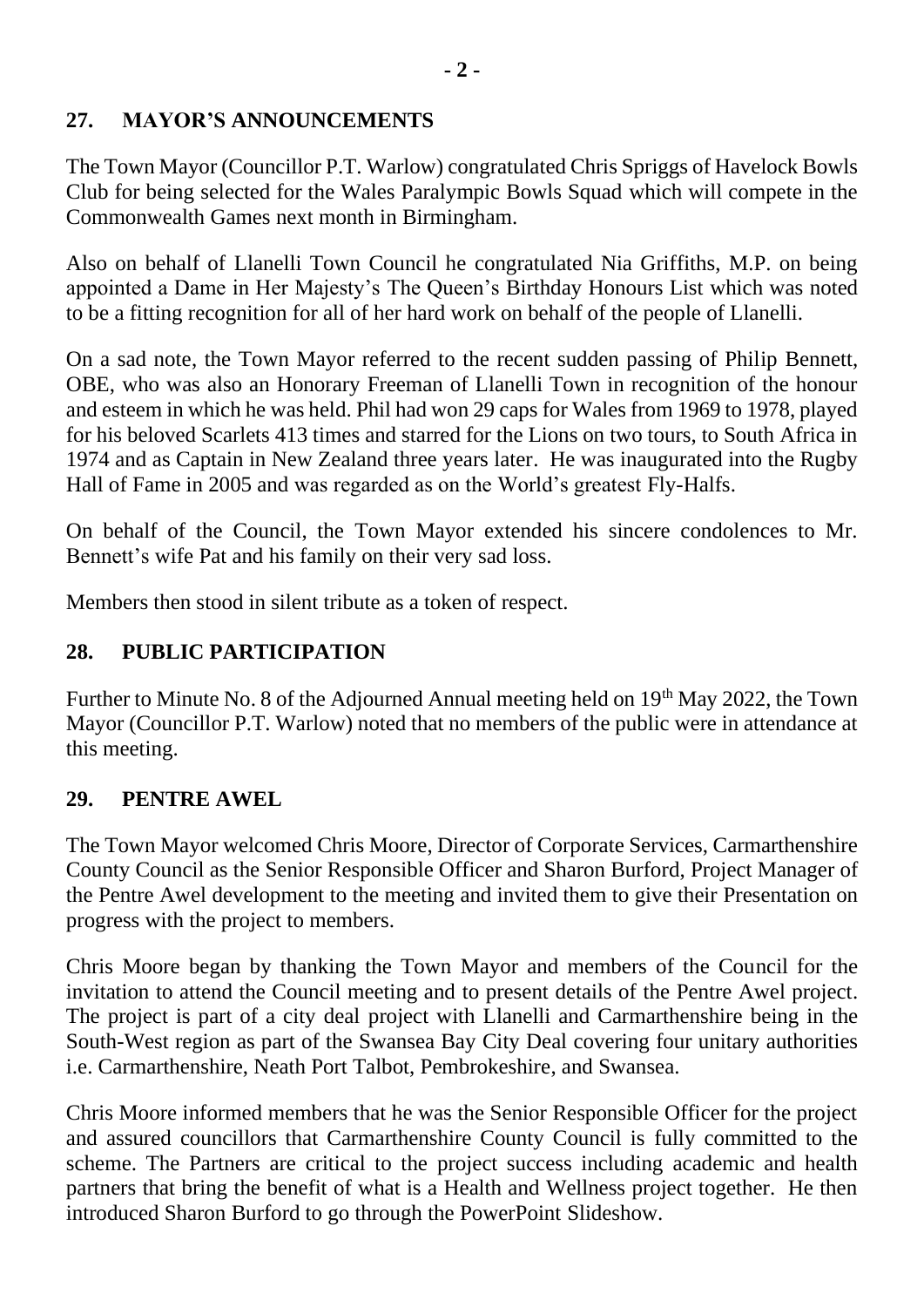## 27. MAYOR'S ANNOUNCEMENTS

The Town Mayor (Councillor P.T. Warlow) congratulated Chris Spriggs of Havelock Bowls Club for being selected for the Wales Paralympic Bowls Squad which will compete in the Commonwealth Games next month in Birmingham.

Also on behalf of Llanelli Town Council he congratulated Nia Griffiths, M.P. on being appointed a Dame in Her Majesty's The Queen's Birthday Honours List which was noted to be a fitting recognition for all of her hard work on behalf of the people of Llanelli.

On a sad note, the Town Mayor referred to the recent sudden passing of Philip Bennett, OBE, who was also an Honorary Freeman of Llanelli Town in recognition of the honour and esteem in which he was held. Phil had won 29 caps for Wales from 1969 to 1978, played for his beloved Scarlets 413 times and starred for the Lions on two tours, to South Africa in 1974 and as Captain in New Zealand three years later. He was inaugurated into the Rugby Hall of Fame in 2005 and was regarded as on the World's greatest Fly-Halfs.

On behalf of the Council, the Town Mayor extended his sincere condolences to Mr. Bennett's wife Pat and his family on their very sad loss.

Members then stood in silent tribute as a token of respect.

## 28. PUBLIC PARTICIPATION

Further to Minute No. 8 of the Adjourned Annual meeting held on 19th May 2022, the Town Mayor (Councillor P.T. Warlow) noted that no members of the public were in attendance at this meeting.

## 29. PENTRE AWEL

The Town Mayor welcomed Chris Moore, Director of Corporate Services, Carmarthenshire County Council as the Senior Responsible Officer and Sharon Burford, Project Manager of the Pentre Awel development to the meeting and invited them to give their Presentation on progress with the project to members.

Chris Moore began by thanking the Town Mayor and members of the Council for the invitation to attend the Council meeting and to present details of the Pentre Awel project. The project is part of a city deal project with Llanelli and Carmarthenshire being in the South-West region as part of the Swansea Bay City Deal covering four unitary authorities i.e. Carmarthenshire, Neath Port Talbot, Pembrokeshire, and Swansea.

Chris Moore informed members that he was the Senior Responsible Officer for the project and assured councillors that Carmarthenshire County Council is fully committed to the scheme. The Partners are critical to the project success including academic and health partners that bring the benefit of what is a Health and Wellness project together. He then introduced Sharon Burford to go through the PowerPoint Slideshow.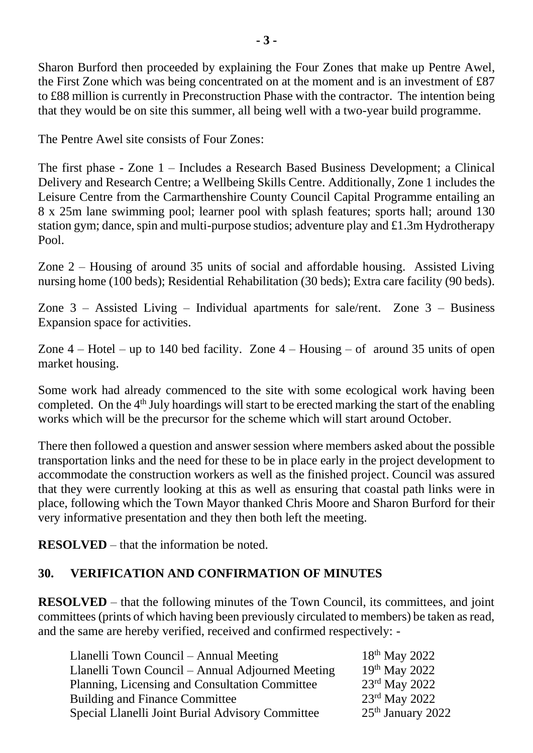Sharon Burford then proceeded by explaining the Four Zones that make up Pentre Awel, the First Zone which was being concentrated on at the moment and is an investment of £87 to £88 million is currently in Preconstruction Phase with the contractor. The intention being that they would be on site this summer, all being well with a two-year build programme.

The Pentre Awel site consists of Four Zones:

The first phase - Zone 1 – Includes a Research Based Business Development; a Clinical Delivery and Research Centre; a Wellbeing Skills Centre. Additionally, Zone 1 includes the Leisure Centre from the Carmarthenshire County Council Capital Programme entailing an 8 x 25m lane swimming pool; learner pool with splash features; sports hall; around 130 station gym; dance, spin and multi-purpose studios; adventure play and £1.3m Hydrotherapy Pool.

Zone 2 – Housing of around 35 units of social and affordable housing. Assisted Living nursing home (100 beds); Residential Rehabilitation (30 beds); Extra care facility (90 beds).

Zone 3 – Assisted Living – Individual apartments for sale/rent. Zone 3 – Business Expansion space for activities.

Zone 4 – Hotel – up to 140 bed facility. Zone 4 – Housing – of around 35 units of open market housing.

Some work had already commenced to the site with some ecological work having been completed. On the 4th July hoardings will start to be erected marking the start of the enabling works which will be the precursor for the scheme which will start around October.

There then followed a question and answer session where members asked about the possible transportation links and the need for these to be in place early in the project development to accommodate the construction workers as well as the finished project. Council was assured that they were currently looking at this as well as ensuring that coastal path links were in place, following which the Town Mayor thanked Chris Moore and Sharon Burford for their very informative presentation and they then both left the meeting.

**RESOLVED** – that the information be noted.

## 30. VERIFICATION AND CONFIRMATION OF MINUTES

**RESOLVED** – that the following minutes of the Town Council, its committees, and joint committees (prints of which having been previously circulated to members) be taken as read, and the same are hereby verified, received and confirmed respectively: -

| | |
|---|---|
| Llanelli Town Council – Annual Meeting | 18th May 2022 |
| Llanelli Town Council – Annual Adjourned Meeting | 19th May 2022 |
| Planning, Licensing and Consultation Committee | 23rd May 2022 |
| Building and Finance Committee | 23rd May 2022 |
| Special Llanelli Joint Burial Advisory Committee | 25th January 2022 |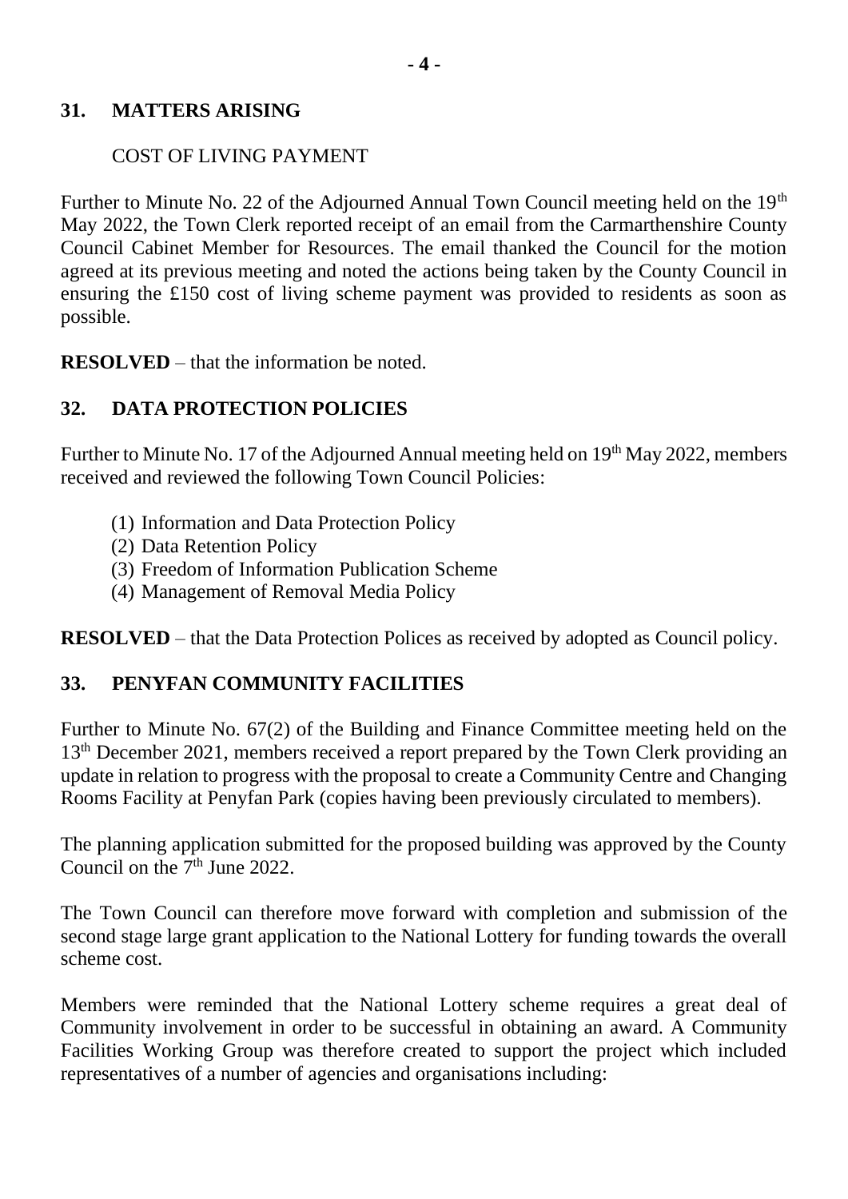## 31. MATTERS ARISING

COST OF LIVING PAYMENT

Further to Minute No. 22 of the Adjourned Annual Town Council meeting held on the 19th May 2022, the Town Clerk reported receipt of an email from the Carmarthenshire County Council Cabinet Member for Resources. The email thanked the Council for the motion agreed at its previous meeting and noted the actions being taken by the County Council in ensuring the £150 cost of living scheme payment was provided to residents as soon as possible.

**RESOLVED** – that the information be noted.

## 32. DATA PROTECTION POLICIES

Further to Minute No. 17 of the Adjourned Annual meeting held on 19th May 2022, members received and reviewed the following Town Council Policies:

(1) Information and Data Protection Policy
(2) Data Retention Policy
(3) Freedom of Information Publication Scheme
(4) Management of Removal Media Policy

**RESOLVED** – that the Data Protection Polices as received by adopted as Council policy.

## 33. PENYFAN COMMUNITY FACILITIES

Further to Minute No. 67(2) of the Building and Finance Committee meeting held on the 13th December 2021, members received a report prepared by the Town Clerk providing an update in relation to progress with the proposal to create a Community Centre and Changing Rooms Facility at Penyfan Park (copies having been previously circulated to members).

The planning application submitted for the proposed building was approved by the County Council on the 7th June 2022.

The Town Council can therefore move forward with completion and submission of the second stage large grant application to the National Lottery for funding towards the overall scheme cost.

Members were reminded that the National Lottery scheme requires a great deal of Community involvement in order to be successful in obtaining an award. A Community Facilities Working Group was therefore created to support the project which included representatives of a number of agencies and organisations including: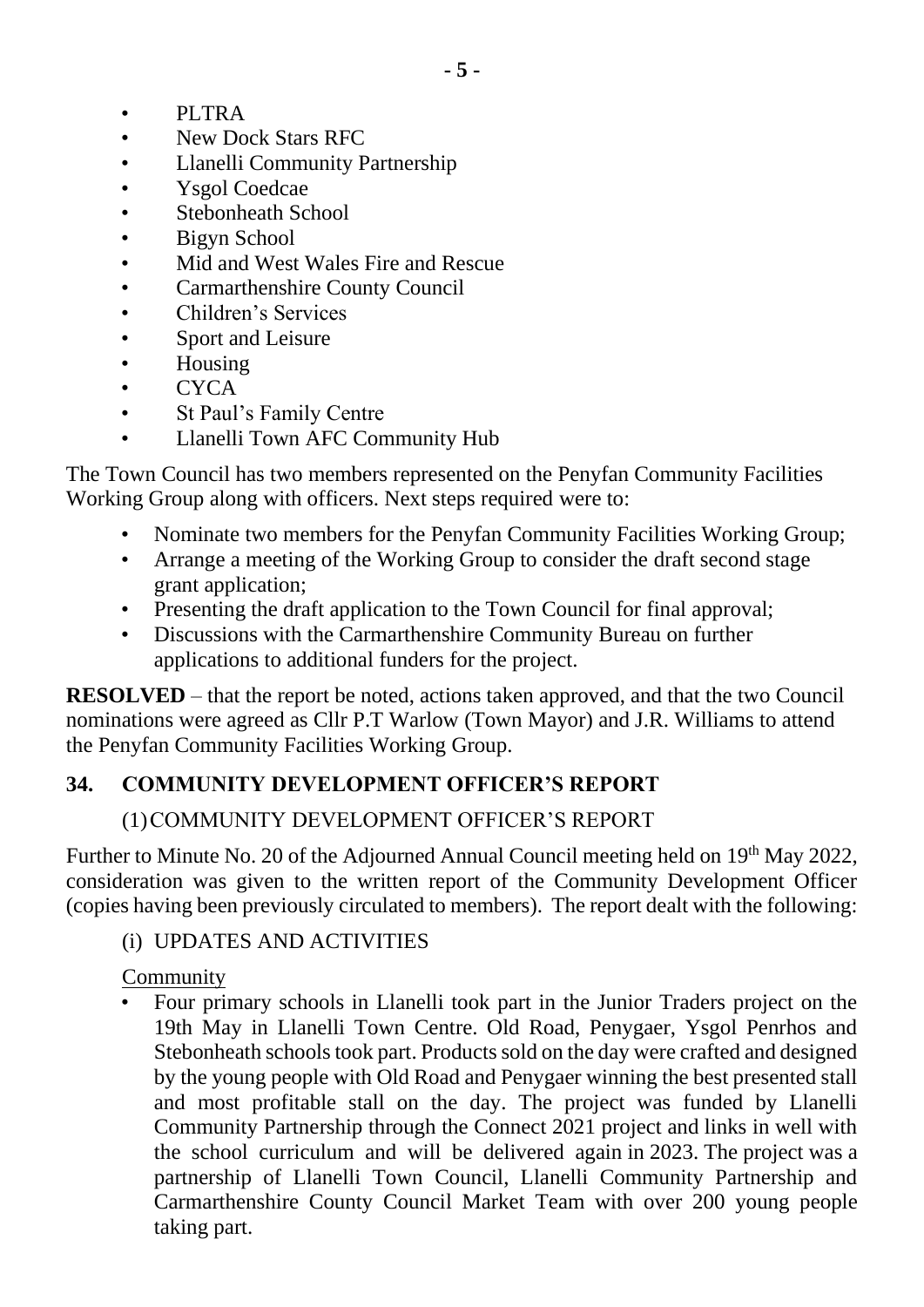- PLTRA
- New Dock Stars RFC
- Llanelli Community Partnership
- Ysgol Coedcae
- Stebonheath School
- Bigyn School
- Mid and West Wales Fire and Rescue
- Carmarthenshire County Council
- Children's Services
- Sport and Leisure
- Housing
- CYCA
- St Paul's Family Centre
- Llanelli Town AFC Community Hub

The Town Council has two members represented on the Penyfan Community Facilities Working Group along with officers. Next steps required were to:

- Nominate two members for the Penyfan Community Facilities Working Group;
- Arrange a meeting of the Working Group to consider the draft second stage grant application;
- Presenting the draft application to the Town Council for final approval;
- Discussions with the Carmarthenshire Community Bureau on further applications to additional funders for the project.

**RESOLVED** – that the report be noted, actions taken approved, and that the two Council nominations were agreed as Cllr P.T Warlow (Town Mayor) and J.R. Williams to attend the Penyfan Community Facilities Working Group.

## 34. COMMUNITY DEVELOPMENT OFFICER'S REPORT

(1) COMMUNITY DEVELOPMENT OFFICER'S REPORT

Further to Minute No. 20 of the Adjourned Annual Council meeting held on 19th May 2022, consideration was given to the written report of the Community Development Officer (copies having been previously circulated to members). The report dealt with the following:

(i) UPDATES AND ACTIVITIES

Community

- Four primary schools in Llanelli took part in the Junior Traders project on the 19th May in Llanelli Town Centre. Old Road, Penygaer, Ysgol Penrhos and Stebonheath schools took part. Products sold on the day were crafted and designed by the young people with Old Road and Penygaer winning the best presented stall and most profitable stall on the day. The project was funded by Llanelli Community Partnership through the Connect 2021 project and links in well with the school curriculum and will be delivered again in 2023. The project was a partnership of Llanelli Town Council, Llanelli Community Partnership and Carmarthenshire County Council Market Team with over 200 young people taking part.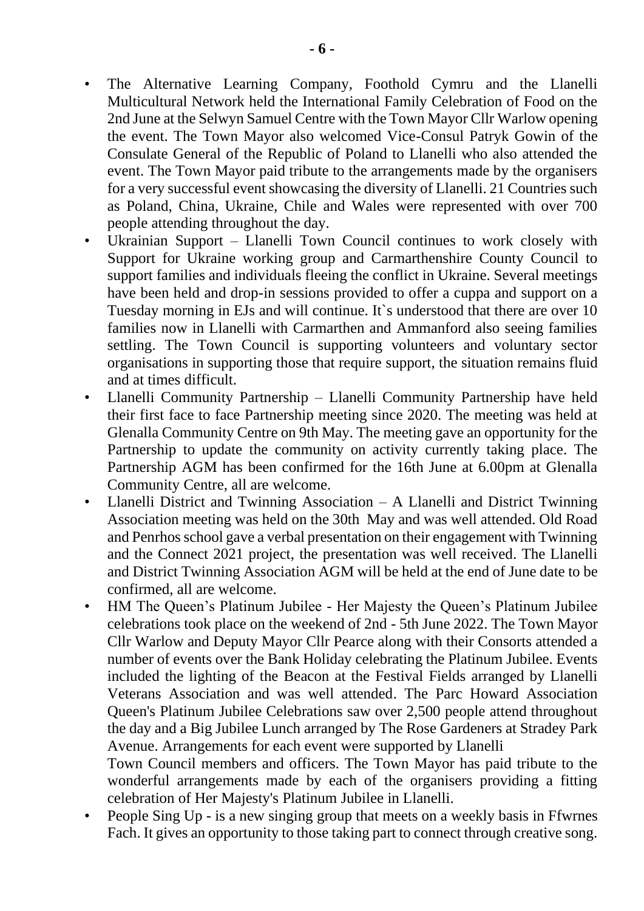- The Alternative Learning Company, Foothold Cymru and the Llanelli Multicultural Network held the International Family Celebration of Food on the 2nd June at the Selwyn Samuel Centre with the Town Mayor Cllr Warlow opening the event. The Town Mayor also welcomed Vice-Consul Patryk Gowin of the Consulate General of the Republic of Poland to Llanelli who also attended the event. The Town Mayor paid tribute to the arrangements made by the organisers for a very successful event showcasing the diversity of Llanelli. 21 Countries such as Poland, China, Ukraine, Chile and Wales were represented with over 700 people attending throughout the day.
- Ukrainian Support – Llanelli Town Council continues to work closely with Support for Ukraine working group and Carmarthenshire County Council to support families and individuals fleeing the conflict in Ukraine. Several meetings have been held and drop-in sessions provided to offer a cuppa and support on a Tuesday morning in EJs and will continue. It`s understood that there are over 10 families now in Llanelli with Carmarthen and Ammanford also seeing families settling. The Town Council is supporting volunteers and voluntary sector organisations in supporting those that require support, the situation remains fluid and at times difficult.
- Llanelli Community Partnership – Llanelli Community Partnership have held their first face to face Partnership meeting since 2020. The meeting was held at Glenalla Community Centre on 9th May. The meeting gave an opportunity for the Partnership to update the community on activity currently taking place. The Partnership AGM has been confirmed for the 16th June at 6.00pm at Glenalla Community Centre, all are welcome.
- Llanelli District and Twinning Association – A Llanelli and District Twinning Association meeting was held on the 30th May and was well attended. Old Road and Penrhos school gave a verbal presentation on their engagement with Twinning and the Connect 2021 project, the presentation was well received. The Llanelli and District Twinning Association AGM will be held at the end of June date to be confirmed, all are welcome.
- HM The Queen's Platinum Jubilee - Her Majesty the Queen's Platinum Jubilee celebrations took place on the weekend of 2nd - 5th June 2022. The Town Mayor Cllr Warlow and Deputy Mayor Cllr Pearce along with their Consorts attended a number of events over the Bank Holiday celebrating the Platinum Jubilee. Events included the lighting of the Beacon at the Festival Fields arranged by Llanelli Veterans Association and was well attended. The Parc Howard Association Queen's Platinum Jubilee Celebrations saw over 2,500 people attend throughout the day and a Big Jubilee Lunch arranged by The Rose Gardeners at Stradey Park Avenue. Arrangements for each event were supported by Llanelli Town Council members and officers. The Town Mayor has paid tribute to the wonderful arrangements made by each of the organisers providing a fitting celebration of Her Majesty's Platinum Jubilee in Llanelli.
- People Sing Up - is a new singing group that meets on a weekly basis in Ffwrnes Fach. It gives an opportunity to those taking part to connect through creative song.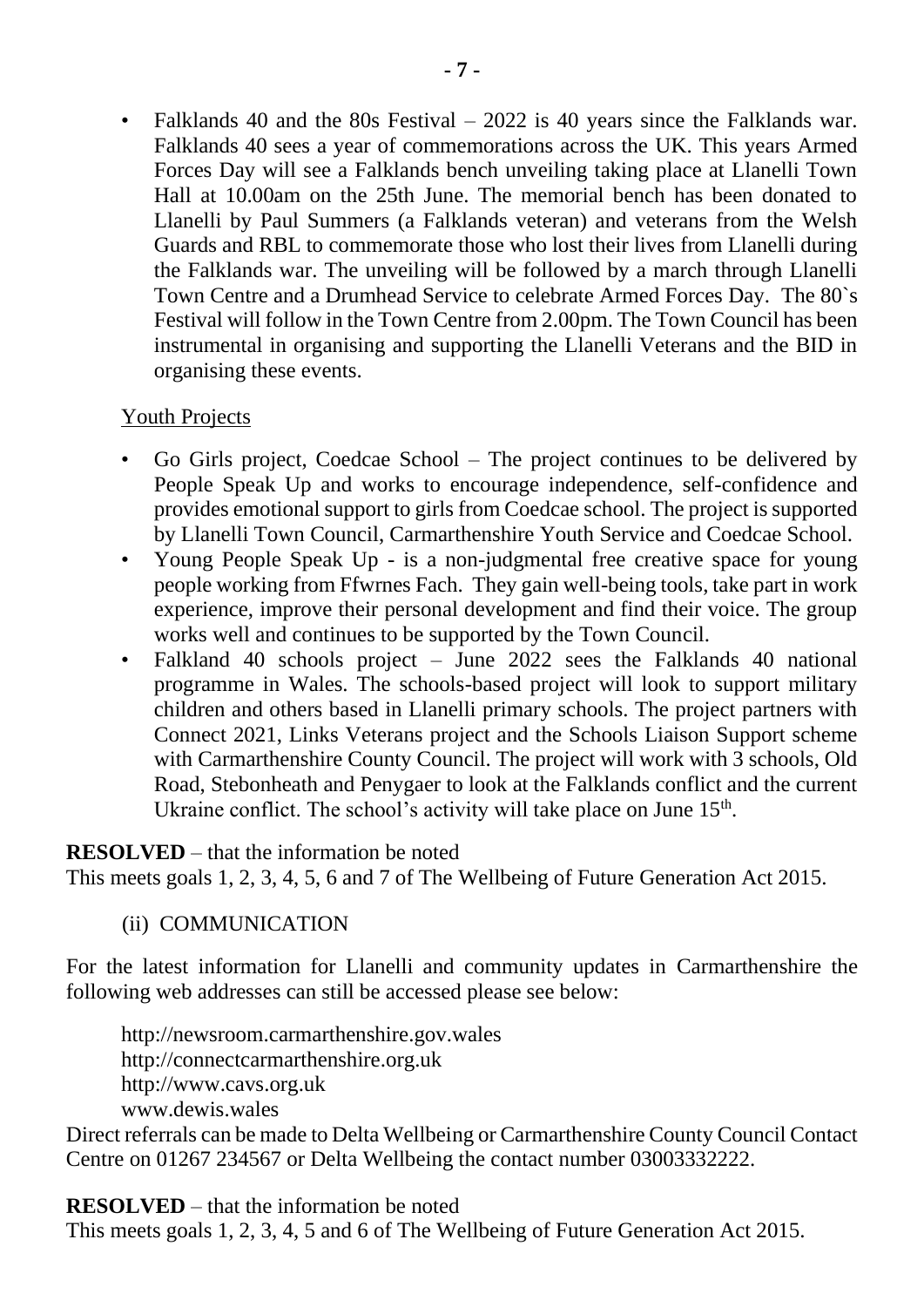- Falklands 40 and the 80s Festival – 2022 is 40 years since the Falklands war. Falklands 40 sees a year of commemorations across the UK. This years Armed Forces Day will see a Falklands bench unveiling taking place at Llanelli Town Hall at 10.00am on the 25th June. The memorial bench has been donated to Llanelli by Paul Summers (a Falklands veteran) and veterans from the Welsh Guards and RBL to commemorate those who lost their lives from Llanelli during the Falklands war. The unveiling will be followed by a march through Llanelli Town Centre and a Drumhead Service to celebrate Armed Forces Day. The 80`s Festival will follow in the Town Centre from 2.00pm. The Town Council has been instrumental in organising and supporting the Llanelli Veterans and the BID in organising these events.

Youth Projects

- Go Girls project, Coedcae School – The project continues to be delivered by People Speak Up and works to encourage independence, self-confidence and provides emotional support to girls from Coedcae school. The project is supported by Llanelli Town Council, Carmarthenshire Youth Service and Coedcae School.
- Young People Speak Up - is a non-judgmental free creative space for young people working from Ffwrnes Fach. They gain well-being tools, take part in work experience, improve their personal development and find their voice. The group works well and continues to be supported by the Town Council.
- Falkland 40 schools project – June 2022 sees the Falklands 40 national programme in Wales. The schools-based project will look to support military children and others based in Llanelli primary schools. The project partners with Connect 2021, Links Veterans project and the Schools Liaison Support scheme with Carmarthenshire County Council. The project will work with 3 schools, Old Road, Stebonheath and Penygaer to look at the Falklands conflict and the current Ukraine conflict. The school's activity will take place on June 15th.

**RESOLVED** – that the information be noted
This meets goals 1, 2, 3, 4, 5, 6 and 7 of The Wellbeing of Future Generation Act 2015.

(ii) COMMUNICATION

For the latest information for Llanelli and community updates in Carmarthenshire the following web addresses can still be accessed please see below:

http://newsroom.carmarthenshire.gov.wales
http://connectcarmarthenshire.org.uk
http://www.cavs.org.uk
www.dewis.wales

Direct referrals can be made to Delta Wellbeing or Carmarthenshire County Council Contact Centre on 01267 234567 or Delta Wellbeing the contact number 03003332222.

**RESOLVED** – that the information be noted
This meets goals 1, 2, 3, 4, 5 and 6 of The Wellbeing of Future Generation Act 2015.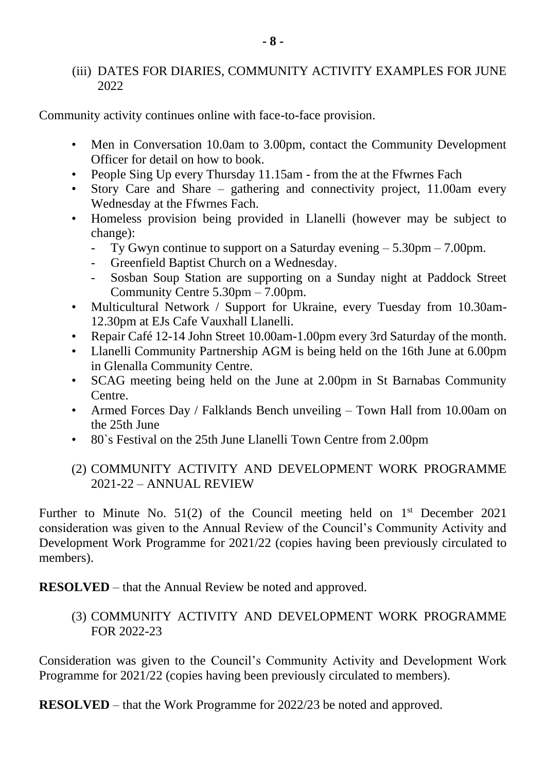(iii) DATES FOR DIARIES, COMMUNITY ACTIVITY EXAMPLES FOR JUNE 2022

Community activity continues online with face-to-face provision.

- Men in Conversation 10.0am to 3.00pm, contact the Community Development Officer for detail on how to book.
- People Sing Up every Thursday 11.15am - from the at the Ffwrnes Fach
- Story Care and Share – gathering and connectivity project, 11.00am every Wednesday at the Ffwrnes Fach.
- Homeless provision being provided in Llanelli (however may be subject to change):
  - Ty Gwyn continue to support on a Saturday evening – 5.30pm – 7.00pm.
  - Greenfield Baptist Church on a Wednesday.
  - Sosban Soup Station are supporting on a Sunday night at Paddock Street Community Centre 5.30pm – 7.00pm.
- Multicultural Network / Support for Ukraine, every Tuesday from 10.30am-12.30pm at EJs Cafe Vauxhall Llanelli.
- Repair Café 12-14 John Street 10.00am-1.00pm every 3rd Saturday of the month.
- Llanelli Community Partnership AGM is being held on the 16th June at 6.00pm in Glenalla Community Centre.
- SCAG meeting being held on the June at 2.00pm in St Barnabas Community Centre.
- Armed Forces Day / Falklands Bench unveiling – Town Hall from 10.00am on the 25th June
- 80`s Festival on the 25th June Llanelli Town Centre from 2.00pm

(2) COMMUNITY ACTIVITY AND DEVELOPMENT WORK PROGRAMME 2021-22 – ANNUAL REVIEW

Further to Minute No. 51(2) of the Council meeting held on 1st December 2021 consideration was given to the Annual Review of the Council's Community Activity and Development Work Programme for 2021/22 (copies having been previously circulated to members).

**RESOLVED** – that the Annual Review be noted and approved.

(3) COMMUNITY ACTIVITY AND DEVELOPMENT WORK PROGRAMME FOR 2022-23

Consideration was given to the Council's Community Activity and Development Work Programme for 2021/22 (copies having been previously circulated to members).

**RESOLVED** – that the Work Programme for 2022/23 be noted and approved.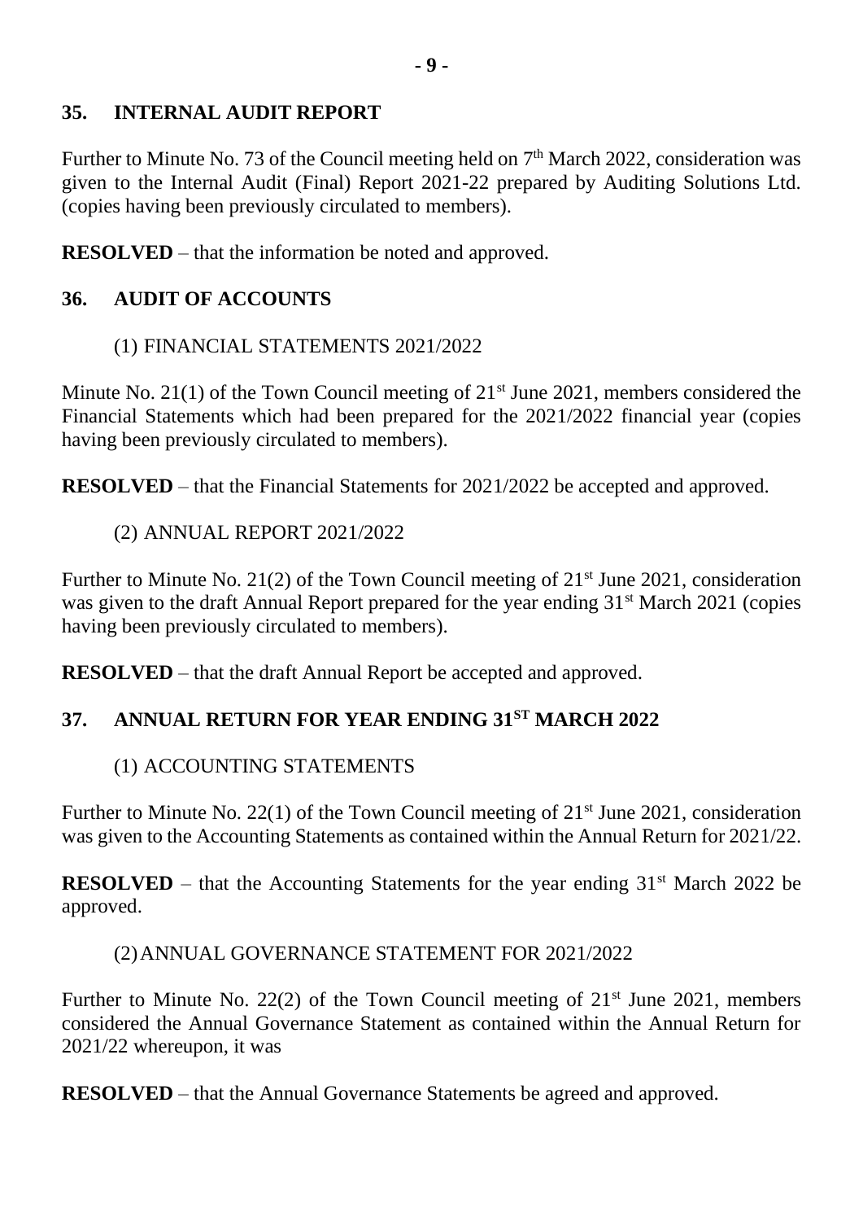## 35. INTERNAL AUDIT REPORT

Further to Minute No. 73 of the Council meeting held on 7th March 2022, consideration was given to the Internal Audit (Final) Report 2021-22 prepared by Auditing Solutions Ltd. (copies having been previously circulated to members).

**RESOLVED** – that the information be noted and approved.

## 36. AUDIT OF ACCOUNTS

(1) FINANCIAL STATEMENTS 2021/2022

Minute No. 21(1) of the Town Council meeting of 21st June 2021, members considered the Financial Statements which had been prepared for the 2021/2022 financial year (copies having been previously circulated to members).

**RESOLVED** – that the Financial Statements for 2021/2022 be accepted and approved.

(2) ANNUAL REPORT 2021/2022

Further to Minute No. 21(2) of the Town Council meeting of 21st June 2021, consideration was given to the draft Annual Report prepared for the year ending 31st March 2021 (copies having been previously circulated to members).

**RESOLVED** – that the draft Annual Report be accepted and approved.

## 37. ANNUAL RETURN FOR YEAR ENDING 31ST MARCH 2022

(1) ACCOUNTING STATEMENTS

Further to Minute No. 22(1) of the Town Council meeting of 21st June 2021, consideration was given to the Accounting Statements as contained within the Annual Return for 2021/22.

**RESOLVED** – that the Accounting Statements for the year ending 31st March 2022 be approved.

(2) ANNUAL GOVERNANCE STATEMENT FOR 2021/2022

Further to Minute No. 22(2) of the Town Council meeting of 21st June 2021, members considered the Annual Governance Statement as contained within the Annual Return for 2021/22 whereupon, it was

**RESOLVED** – that the Annual Governance Statements be agreed and approved.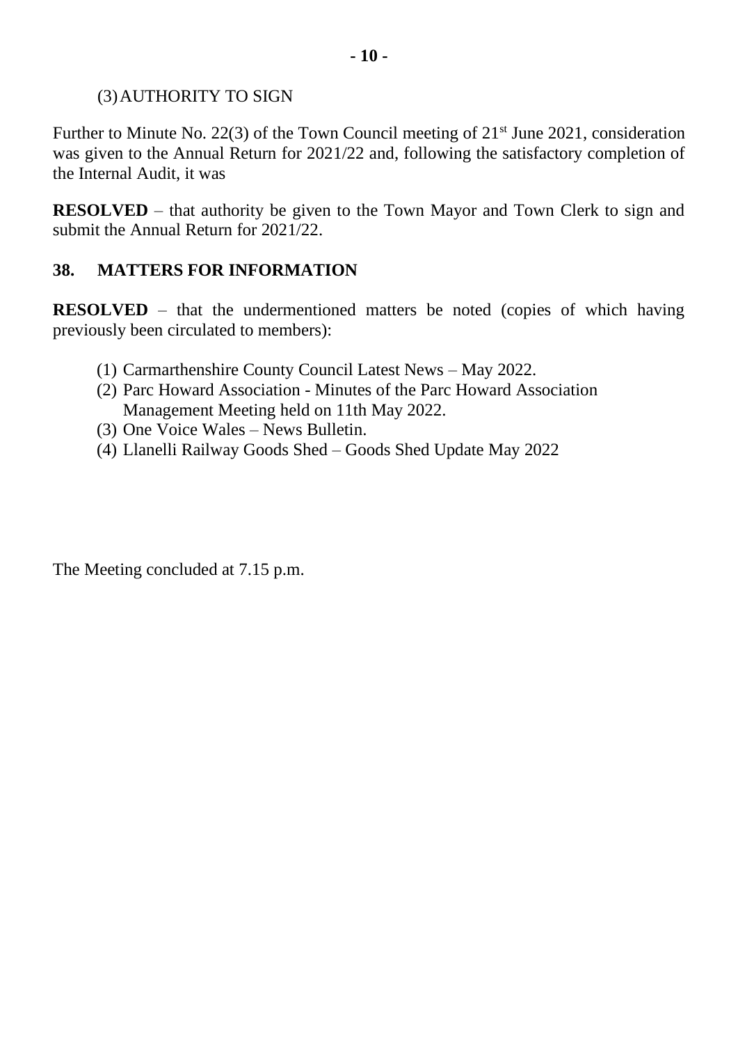(3) AUTHORITY TO SIGN

Further to Minute No. 22(3) of the Town Council meeting of 21st June 2021, consideration was given to the Annual Return for 2021/22 and, following the satisfactory completion of the Internal Audit, it was

**RESOLVED** – that authority be given to the Town Mayor and Town Clerk to sign and submit the Annual Return for 2021/22.

## 38. MATTERS FOR INFORMATION

**RESOLVED** – that the undermentioned matters be noted (copies of which having previously been circulated to members):

(1) Carmarthenshire County Council Latest News – May 2022.
(2) Parc Howard Association - Minutes of the Parc Howard Association Management Meeting held on 11th May 2022.
(3) One Voice Wales – News Bulletin.
(4) Llanelli Railway Goods Shed – Goods Shed Update May 2022

The Meeting concluded at 7.15 p.m.